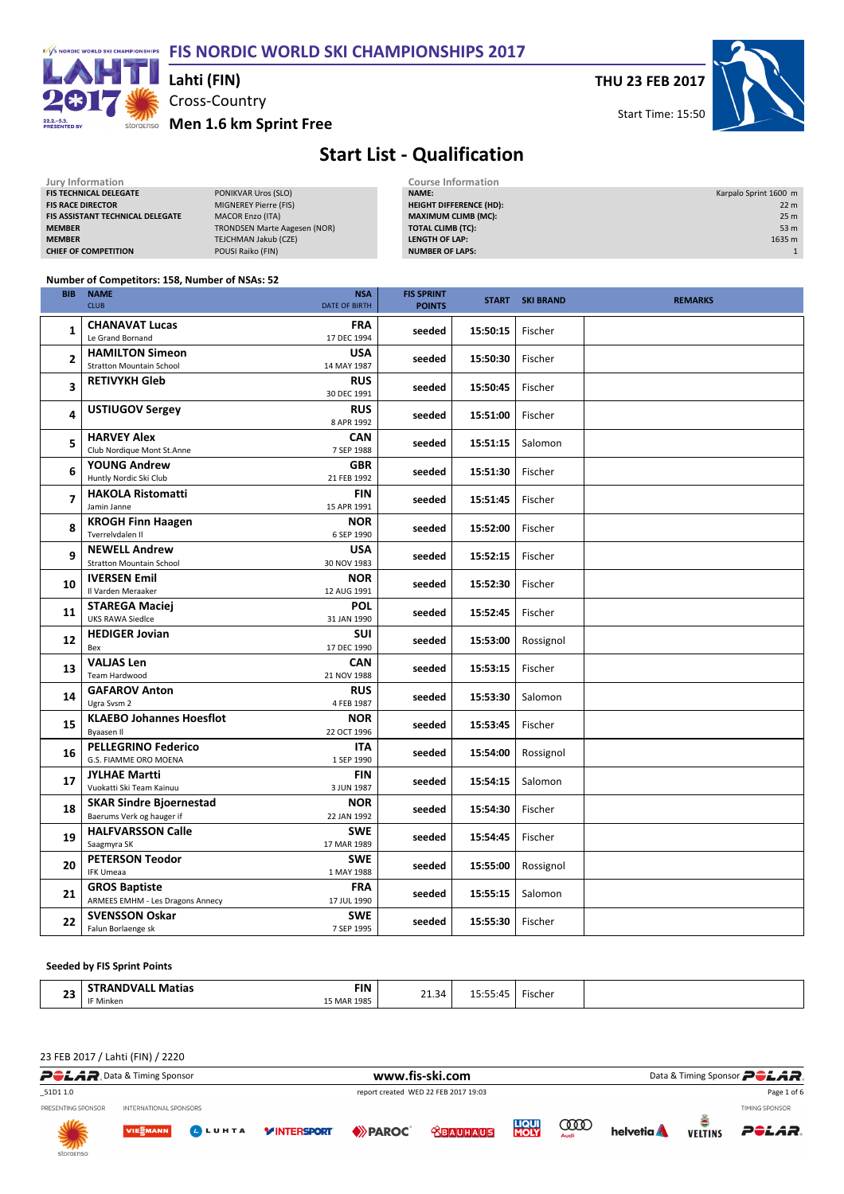# FIS NORDIC WORLD SKI CHAMPIONSHIPS 2017

**Lahti (FIN)**

Cross-Country

**Men 1.6 km Sprint Free**

**THU 23 FEB 2017**

Start Time: 15:50

## Start List - Qualification

| Jury Information | |
|---|---|
| FIS TECHNICAL DELEGATE | PONIKVAR Uros (SLO) |
| FIS RACE DIRECTOR | MIGNEREY Pierre (FIS) |
| FIS ASSISTANT TECHNICAL DELEGATE | MACOR Enzo (ITA) |
| MEMBER | TRONDSEN Marte Aagesen (NOR) |
| MEMBER | TEJCHMAN Jakub (CZE) |
| CHIEF OF COMPETITION | POUSI Raiko (FIN) |

| Course Information | |
|---|---|
| NAME: | Karpalo Sprint 1600 m |
| HEIGHT DIFFERENCE (HD): | 22 m |
| MAXIMUM CLIMB (MC): | 25 m |
| TOTAL CLIMB (TC): | 53 m |
| LENGTH OF LAP: | 1635 m |
| NUMBER OF LAPS: | 1 |

**Number of Competitors: 158, Number of NSAs: 52**

| BIB | NAME / CLUB | NSA / DATE OF BIRTH | FIS SPRINT POINTS | START | SKI BRAND | REMARKS |
|---|---|---|---|---|---|---|
| 1 | **CHANAVAT Lucas** Le Grand Bornand | **FRA** 17 DEC 1994 | seeded | 15:50:15 | Fischer | |
| 2 | **HAMILTON Simeon** Stratton Mountain School | **USA** 14 MAY 1987 | seeded | 15:50:30 | Fischer | |
| 3 | **RETIVYKH Gleb** | **RUS** 30 DEC 1991 | seeded | 15:50:45 | Fischer | |
| 4 | **USTIUGOV Sergey** | **RUS** 8 APR 1992 | seeded | 15:51:00 | Fischer | |
| 5 | **HARVEY Alex** Club Nordique Mont St.Anne | **CAN** 7 SEP 1988 | seeded | 15:51:15 | Salomon | |
| 6 | **YOUNG Andrew** Huntly Nordic Ski Club | **GBR** 21 FEB 1992 | seeded | 15:51:30 | Fischer | |
| 7 | **HAKOLA Ristomatti** Jamin Janne | **FIN** 15 APR 1991 | seeded | 15:51:45 | Fischer | |
| 8 | **KROGH Finn Haagen** Tverrelvdalen Il | **NOR** 6 SEP 1990 | seeded | 15:52:00 | Fischer | |
| 9 | **NEWELL Andrew** Stratton Mountain School | **USA** 30 NOV 1983 | seeded | 15:52:15 | Fischer | |
| 10 | **IVERSEN Emil** Il Varden Meraaker | **NOR** 12 AUG 1991 | seeded | 15:52:30 | Fischer | |
| 11 | **STAREGA Maciej** UKS RAWA Siedlce | **POL** 31 JAN 1990 | seeded | 15:52:45 | Fischer | |
| 12 | **HEDIGER Jovian** Bex | **SUI** 17 DEC 1990 | seeded | 15:53:00 | Rossignol | |
| 13 | **VALJAS Len** Team Hardwood | **CAN** 21 NOV 1988 | seeded | 15:53:15 | Fischer | |
| 14 | **GAFAROV Anton** Ugra Svsm 2 | **RUS** 4 FEB 1987 | seeded | 15:53:30 | Salomon | |
| 15 | **KLAEBO Johannes Hoesflot** Byaasen Il | **NOR** 22 OCT 1996 | seeded | 15:53:45 | Fischer | |
| 16 | **PELLEGRINO Federico** G.S. FIAMME ORO MOENA | **ITA** 1 SEP 1990 | seeded | 15:54:00 | Rossignol | |
| 17 | **JYLHAE Martti** Vuokatti Ski Team Kainuu | **FIN** 3 JUN 1987 | seeded | 15:54:15 | Salomon | |
| 18 | **SKAR Sindre Bjoernestad** Baerums Verk og hauger if | **NOR** 22 JAN 1992 | seeded | 15:54:30 | Fischer | |
| 19 | **HALFVARSSON Calle** Saagmyra SK | **SWE** 17 MAR 1989 | seeded | 15:54:45 | Fischer | |
| 20 | **PETERSON Teodor** IFK Umeaa | **SWE** 1 MAY 1988 | seeded | 15:55:00 | Rossignol | |
| 21 | **GROS Baptiste** ARMEES EMHM - Les Dragons Annecy | **FRA** 17 JUL 1990 | seeded | 15:55:15 | Salomon | |
| 22 | **SVENSSON Oskar** Falun Borlaenge sk | **SWE** 7 SEP 1995 | seeded | 15:55:30 | Fischer | |

**Seeded by FIS Sprint Points**

| BIB | NAME / CLUB | NSA / DATE OF BIRTH | FIS SPRINT POINTS | START | SKI BRAND | REMARKS |
|---|---|---|---|---|---|---|
| 23 | **STRANDVALL Matias** IF Minken | **FIN** 15 MAR 1985 | 21.34 | 15:55:45 | Fischer | |

23 FEB 2017 / Lahti (FIN) / 2220

www.fis-ski.com

_51D1 1.0

report created WED 22 FEB 2017 19:03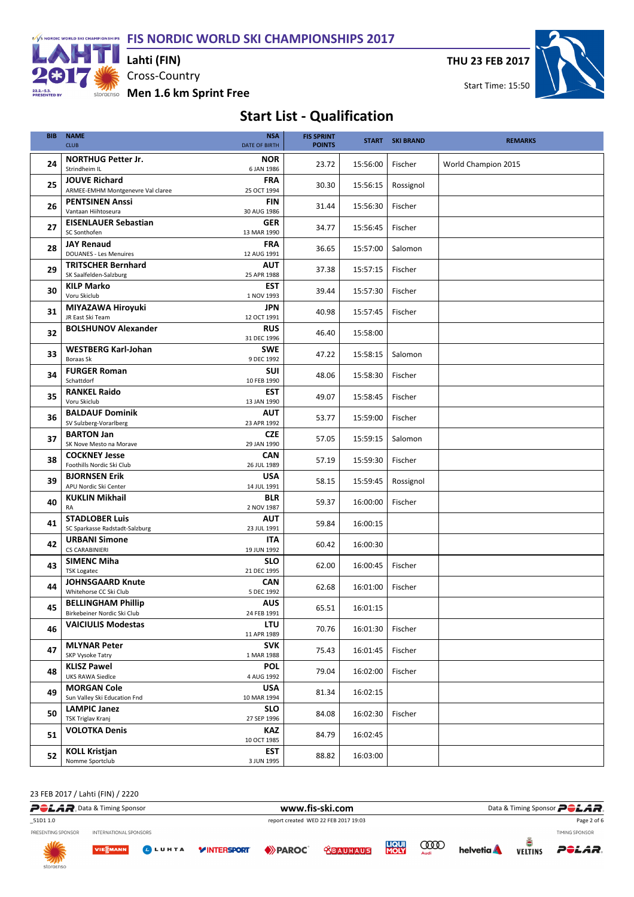# FIS NORDIC WORLD SKI CHAMPIONSHIPS 2017

**Lahti (FIN)**

Cross-Country

**Men 1.6 km Sprint Free**

**THU 23 FEB 2017**

Start Time: 15:50

## Start List - Qualification

| BIB | NAME / CLUB | NSA / DATE OF BIRTH | FIS SPRINT POINTS | START | SKI BRAND | REMARKS |
|---|---|---|---|---|---|---|
| 24 | **NORTHUG Petter Jr.** Strindheim IL | **NOR** 6 JAN 1986 | 23.72 | 15:56:00 | Fischer | World Champion 2015 |
| 25 | **JOUVE Richard** ARMEE-EMHM Montgenevre Val claree | **FRA** 25 OCT 1994 | 30.30 | 15:56:15 | Rossignol | |
| 26 | **PENTSINEN Anssi** Vantaan Hiihtoseura | **FIN** 30 AUG 1986 | 31.44 | 15:56:30 | Fischer | |
| 27 | **EISENLAUER Sebastian** SC Sonthofen | **GER** 13 MAR 1990 | 34.77 | 15:56:45 | Fischer | |
| 28 | **JAY Renaud** DOUANES - Les Menuires | **FRA** 12 AUG 1991 | 36.65 | 15:57:00 | Salomon | |
| 29 | **TRITSCHER Bernhard** SK Saalfelden-Salzburg | **AUT** 25 APR 1988 | 37.38 | 15:57:15 | Fischer | |
| 30 | **KILP Marko** Voru Skiclub | **EST** 1 NOV 1993 | 39.44 | 15:57:30 | Fischer | |
| 31 | **MIYAZAWA Hiroyuki** JR East Ski Team | **JPN** 12 OCT 1991 | 40.98 | 15:57:45 | Fischer | |
| 32 | **BOLSHUNOV Alexander** | **RUS** 31 DEC 1996 | 46.40 | 15:58:00 | | |
| 33 | **WESTBERG Karl-Johan** Boraas Sk | **SWE** 9 DEC 1992 | 47.22 | 15:58:15 | Salomon | |
| 34 | **FURGER Roman** Schattdorf | **SUI** 10 FEB 1990 | 48.06 | 15:58:30 | Fischer | |
| 35 | **RANKEL Raido** Voru Skiclub | **EST** 13 JAN 1990 | 49.07 | 15:58:45 | Fischer | |
| 36 | **BALDAUF Dominik** SV Sulzberg-Vorarlberg | **AUT** 23 APR 1992 | 53.77 | 15:59:00 | Fischer | |
| 37 | **BARTON Jan** SK Nove Mesto na Morave | **CZE** 29 JAN 1990 | 57.05 | 15:59:15 | Salomon | |
| 38 | **COCKNEY Jesse** Foothills Nordic Ski Club | **CAN** 26 JUL 1989 | 57.19 | 15:59:30 | Fischer | |
| 39 | **BJORNSEN Erik** APU Nordic Ski Center | **USA** 14 JUL 1991 | 58.15 | 15:59:45 | Rossignol | |
| 40 | **KUKLIN Mikhail** RA | **BLR** 2 NOV 1987 | 59.37 | 16:00:00 | Fischer | |
| 41 | **STADLOBER Luis** SC Sparkasse Radstadt-Salzburg | **AUT** 23 JUL 1991 | 59.84 | 16:00:15 | | |
| 42 | **URBANI Simone** CS CARABINIERI | **ITA** 19 JUN 1992 | 60.42 | 16:00:30 | | |
| 43 | **SIMENC Miha** TSK Logatec | **SLO** 21 DEC 1995 | 62.00 | 16:00:45 | Fischer | |
| 44 | **JOHNSGAARD Knute** Whitehorse CC Ski Club | **CAN** 5 DEC 1992 | 62.68 | 16:01:00 | Fischer | |
| 45 | **BELLINGHAM Phillip** Birkebeiner Nordic Ski Club | **AUS** 24 FEB 1991 | 65.51 | 16:01:15 | | |
| 46 | **VAICIULIS Modestas** | **LTU** 11 APR 1989 | 70.76 | 16:01:30 | Fischer | |
| 47 | **MLYNAR Peter** SKP Vysoke Tatry | **SVK** 1 MAR 1988 | 75.43 | 16:01:45 | Fischer | |
| 48 | **KLISZ Pawel** UKS RAWA Siedlce | **POL** 4 AUG 1992 | 79.04 | 16:02:00 | Fischer | |
| 49 | **MORGAN Cole** Sun Valley Ski Education Fnd | **USA** 10 MAR 1994 | 81.34 | 16:02:15 | | |
| 50 | **LAMPIC Janez** TSK Triglav Kranj | **SLO** 27 SEP 1996 | 84.08 | 16:02:30 | Fischer | |
| 51 | **VOLOTKA Denis** | **KAZ** 10 OCT 1985 | 84.79 | 16:02:45 | | |
| 52 | **KOLL Kristjan** Nomme Sportclub | **EST** 3 JUN 1995 | 88.82 | 16:03:00 | | |

23 FEB 2017 / Lahti (FIN) / 2220

_51D1 1.0 — report created WED 22 FEB 2017 19:03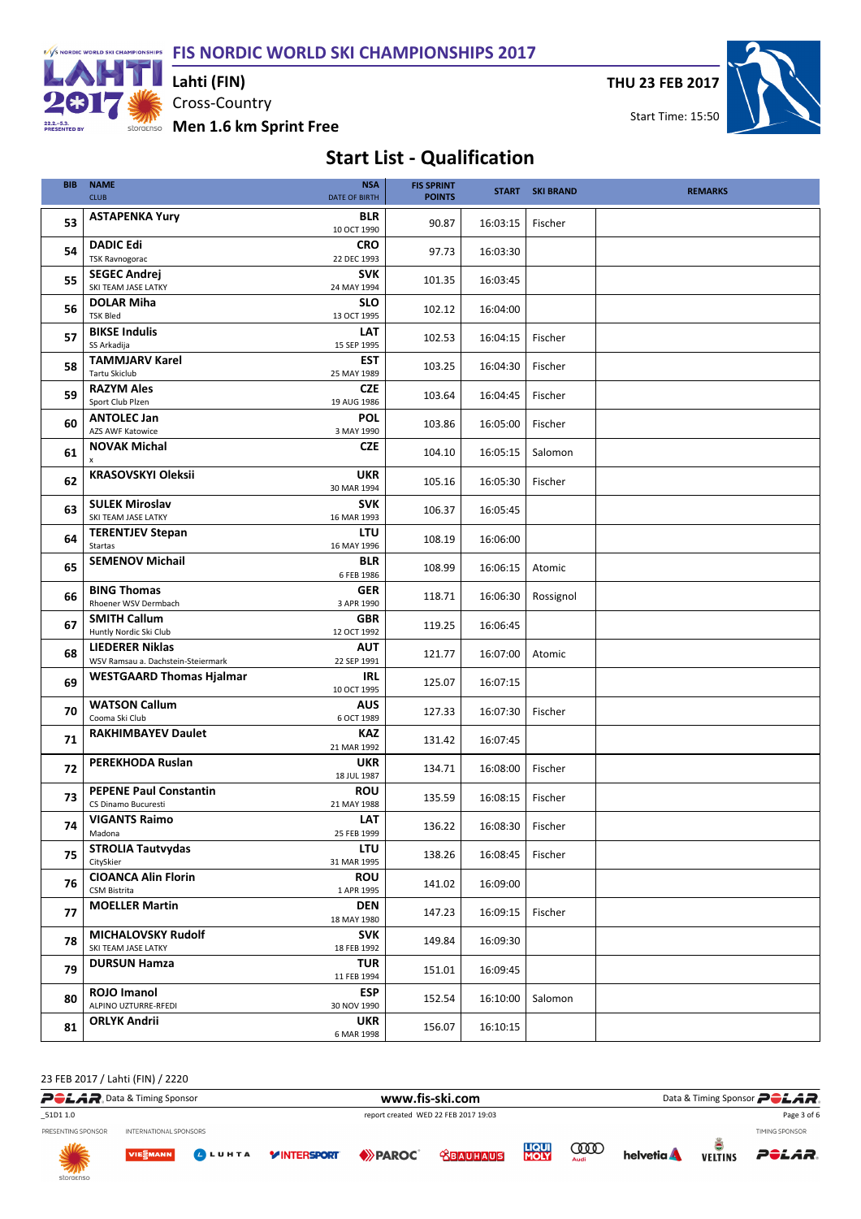# FIS NORDIC WORLD SKI CHAMPIONSHIPS 2017

**Lahti (FIN)**

Cross-Country

**Men 1.6 km Sprint Free**

**THU 23 FEB 2017**

Start Time: 15:50

## Start List - Qualification

| BIB | NAME / CLUB | NSA / DATE OF BIRTH | FIS SPRINT POINTS | START | SKI BRAND | REMARKS |
|---|---|---|---|---|---|---|
| 53 | **ASTAPENKA Yury** | **BLR** 10 OCT 1990 | 90.87 | 16:03:15 | Fischer | |
| 54 | **DADIC Edi** TSK Ravnogorac | **CRO** 22 DEC 1993 | 97.73 | 16:03:30 | | |
| 55 | **SEGEC Andrej** SKI TEAM JASE LATKY | **SVK** 24 MAY 1994 | 101.35 | 16:03:45 | | |
| 56 | **DOLAR Miha** TSK Bled | **SLO** 13 OCT 1995 | 102.12 | 16:04:00 | | |
| 57 | **BIKSE Indulis** SS Arkadija | **LAT** 15 SEP 1995 | 102.53 | 16:04:15 | Fischer | |
| 58 | **TAMMJARV Karel** Tartu Skiclub | **EST** 25 MAY 1989 | 103.25 | 16:04:30 | Fischer | |
| 59 | **RAZYM Ales** Sport Club Plzen | **CZE** 19 AUG 1986 | 103.64 | 16:04:45 | Fischer | |
| 60 | **ANTOLEC Jan** AZS AWF Katowice | **POL** 3 MAY 1990 | 103.86 | 16:05:00 | Fischer | |
| 61 | **NOVAK Michal** x | **CZE** | 104.10 | 16:05:15 | Salomon | |
| 62 | **KRASOVSKYI Oleksii** | **UKR** 30 MAR 1994 | 105.16 | 16:05:30 | Fischer | |
| 63 | **SULEK Miroslav** SKI TEAM JASE LATKY | **SVK** 16 MAR 1993 | 106.37 | 16:05:45 | | |
| 64 | **TERENTJEV Stepan** Startas | **LTU** 16 MAY 1996 | 108.19 | 16:06:00 | | |
| 65 | **SEMENOV Michail** | **BLR** 6 FEB 1986 | 108.99 | 16:06:15 | Atomic | |
| 66 | **BING Thomas** Rhoener WSV Dermbach | **GER** 3 APR 1990 | 118.71 | 16:06:30 | Rossignol | |
| 67 | **SMITH Callum** Huntly Nordic Ski Club | **GBR** 12 OCT 1992 | 119.25 | 16:06:45 | | |
| 68 | **LIEDERER Niklas** WSV Ramsau a. Dachstein-Steiermark | **AUT** 22 SEP 1991 | 121.77 | 16:07:00 | Atomic | |
| 69 | **WESTGAARD Thomas Hjalmar** | **IRL** 10 OCT 1995 | 125.07 | 16:07:15 | | |
| 70 | **WATSON Callum** Cooma Ski Club | **AUS** 6 OCT 1989 | 127.33 | 16:07:30 | Fischer | |
| 71 | **RAKHIMBAYEV Daulet** | **KAZ** 21 MAR 1992 | 131.42 | 16:07:45 | | |
| 72 | **PEREKHODA Ruslan** | **UKR** 18 JUL 1987 | 134.71 | 16:08:00 | Fischer | |
| 73 | **PEPENE Paul Constantin** CS Dinamo Bucuresti | **ROU** 21 MAY 1988 | 135.59 | 16:08:15 | Fischer | |
| 74 | **VIGANTS Raimo** Madona | **LAT** 25 FEB 1999 | 136.22 | 16:08:30 | Fischer | |
| 75 | **STROLIA Tautvydas** CitySkier | **LTU** 31 MAR 1995 | 138.26 | 16:08:45 | Fischer | |
| 76 | **CIOANCA Alin Florin** CSM Bistrita | **ROU** 1 APR 1995 | 141.02 | 16:09:00 | | |
| 77 | **MOELLER Martin** | **DEN** 18 MAY 1980 | 147.23 | 16:09:15 | Fischer | |
| 78 | **MICHALOVSKY Rudolf** SKI TEAM JASE LATKY | **SVK** 18 FEB 1992 | 149.84 | 16:09:30 | | |
| 79 | **DURSUN Hamza** | **TUR** 11 FEB 1994 | 151.01 | 16:09:45 | | |
| 80 | **ROJO Imanol** ALPINO UZTURRE-RFEDI | **ESP** 30 NOV 1990 | 152.54 | 16:10:00 | Salomon | |
| 81 | **ORLYK Andrii** | **UKR** 6 MAR 1998 | 156.07 | 16:10:15 | | |

23 FEB 2017 / Lahti (FIN) / 2220

www.fis-ski.com

_51D1 1.0 report created WED 22 FEB 2017 19:03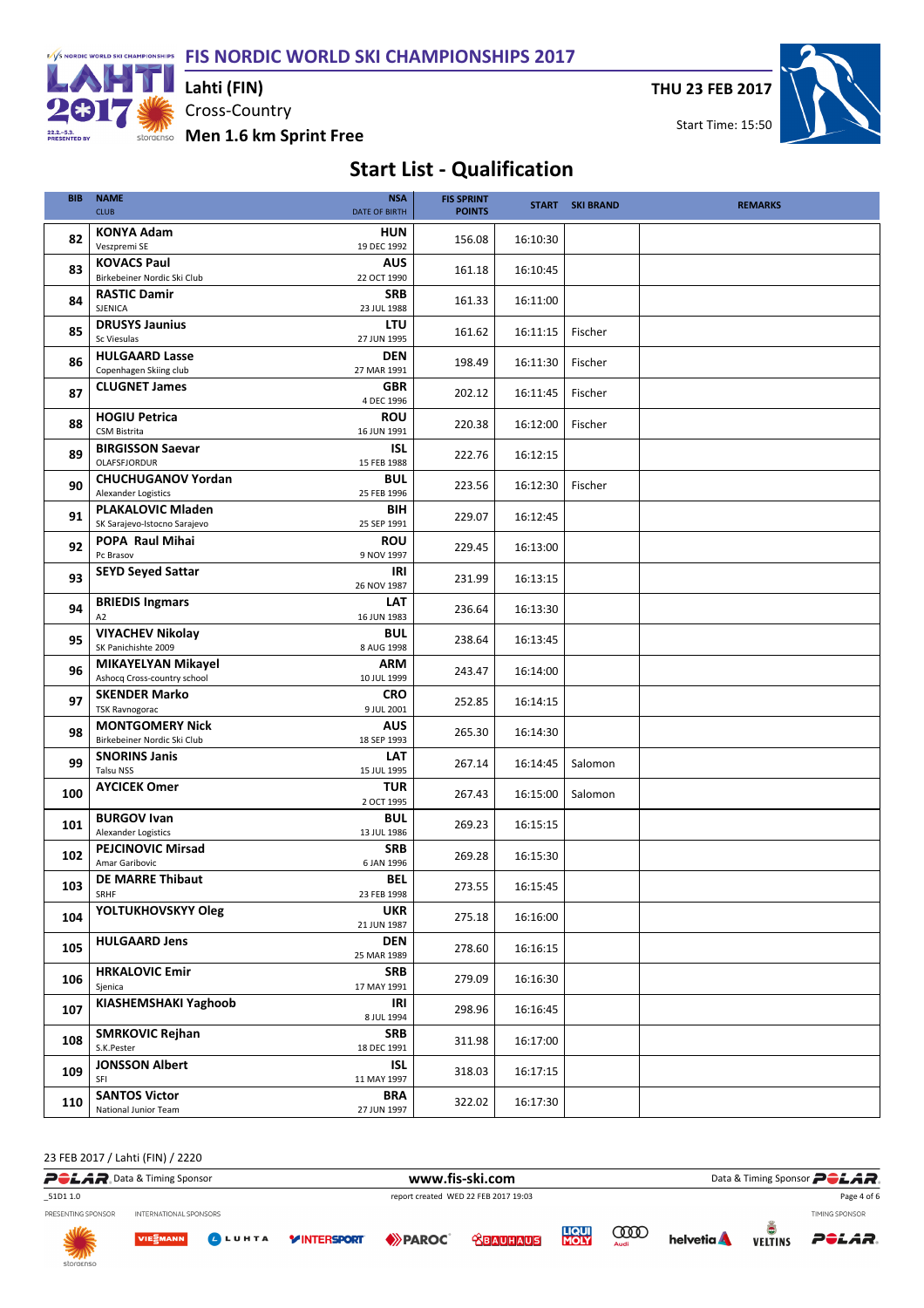# FIS NORDIC WORLD SKI CHAMPIONSHIPS 2017

Lahti (FIN)

Cross-Country

**Men 1.6 km Sprint Free**

THU 23 FEB 2017

Start Time: 15:50

## Start List - Qualification

| BIB | NAME / CLUB | NSA / DATE OF BIRTH | FIS SPRINT POINTS | START | SKI BRAND | REMARKS |
|---|---|---|---|---|---|---|
| 82 | **KONYA Adam** Veszpremi SE | **HUN** 19 DEC 1992 | 156.08 | 16:10:30 | | |
| 83 | **KOVACS Paul** Birkebeiner Nordic Ski Club | **AUS** 22 OCT 1990 | 161.18 | 16:10:45 | | |
| 84 | **RASTIC Damir** SJENICA | **SRB** 23 JUL 1988 | 161.33 | 16:11:00 | | |
| 85 | **DRUSYS Jaunius** Sc Viesulas | **LTU** 27 JUN 1995 | 161.62 | 16:11:15 | Fischer | |
| 86 | **HULGAARD Lasse** Copenhagen Skiing club | **DEN** 27 MAR 1991 | 198.49 | 16:11:30 | Fischer | |
| 87 | **CLUGNET James** | **GBR** 4 DEC 1996 | 202.12 | 16:11:45 | Fischer | |
| 88 | **HOGIU Petrica** CSM Bistrita | **ROU** 16 JUN 1991 | 220.38 | 16:12:00 | Fischer | |
| 89 | **BIRGISSON Saevar** OLAFSFJORDUR | **ISL** 15 FEB 1988 | 222.76 | 16:12:15 | | |
| 90 | **CHUCHUGANOV Yordan** Alexander Logistics | **BUL** 25 FEB 1996 | 223.56 | 16:12:30 | Fischer | |
| 91 | **PLAKALOVIC Mladen** SK Sarajevo-Istocno Sarajevo | **BIH** 25 SEP 1991 | 229.07 | 16:12:45 | | |
| 92 | **POPA Raul Mihai** Pc Brasov | **ROU** 9 NOV 1997 | 229.45 | 16:13:00 | | |
| 93 | **SEYD Seyed Sattar** | **IRI** 26 NOV 1987 | 231.99 | 16:13:15 | | |
| 94 | **BRIEDIS Ingmars** A2 | **LAT** 16 JUN 1983 | 236.64 | 16:13:30 | | |
| 95 | **VIYACHEV Nikolay** SK Panichishte 2009 | **BUL** 8 AUG 1998 | 238.64 | 16:13:45 | | |
| 96 | **MIKAYELYAN Mikayel** Ashocq Cross-country school | **ARM** 10 JUL 1999 | 243.47 | 16:14:00 | | |
| 97 | **SKENDER Marko** TSK Ravnogorac | **CRO** 9 JUL 2001 | 252.85 | 16:14:15 | | |
| 98 | **MONTGOMERY Nick** Birkebeiner Nordic Ski Club | **AUS** 18 SEP 1993 | 265.30 | 16:14:30 | | |
| 99 | **SNORINS Janis** Talsu NSS | **LAT** 15 JUL 1995 | 267.14 | 16:14:45 | Salomon | |
| 100 | **AYCICEK Omer** | **TUR** 2 OCT 1995 | 267.43 | 16:15:00 | Salomon | |
| 101 | **BURGOV Ivan** Alexander Logistics | **BUL** 13 JUL 1986 | 269.23 | 16:15:15 | | |
| 102 | **PEJCINOVIC Mirsad** Amar Garibovic | **SRB** 6 JAN 1996 | 269.28 | 16:15:30 | | |
| 103 | **DE MARRE Thibaut** SRHF | **BEL** 23 FEB 1998 | 273.55 | 16:15:45 | | |
| 104 | **YOLTUKHOVSKYY Oleg** | **UKR** 21 JUN 1987 | 275.18 | 16:16:00 | | |
| 105 | **HULGAARD Jens** | **DEN** 25 MAR 1989 | 278.60 | 16:16:15 | | |
| 106 | **HRKALOVIC Emir** Sjenica | **SRB** 17 MAY 1991 | 279.09 | 16:16:30 | | |
| 107 | **KIASHEMSHAKI Yaghoob** | **IRI** 8 JUL 1994 | 298.96 | 16:16:45 | | |
| 108 | **SMRKOVIC Rejhan** S.K.Pester | **SRB** 18 DEC 1991 | 311.98 | 16:17:00 | | |
| 109 | **JONSSON Albert** SFI | **ISL** 11 MAY 1997 | 318.03 | 16:17:15 | | |
| 110 | **SANTOS Victor** National Junior Team | **BRA** 27 JUN 1997 | 322.02 | 16:17:30 | | |

23 FEB 2017 / Lahti (FIN) / 2220

www.fis-ski.com

_51D1 1.0 report created WED 22 FEB 2017 19:03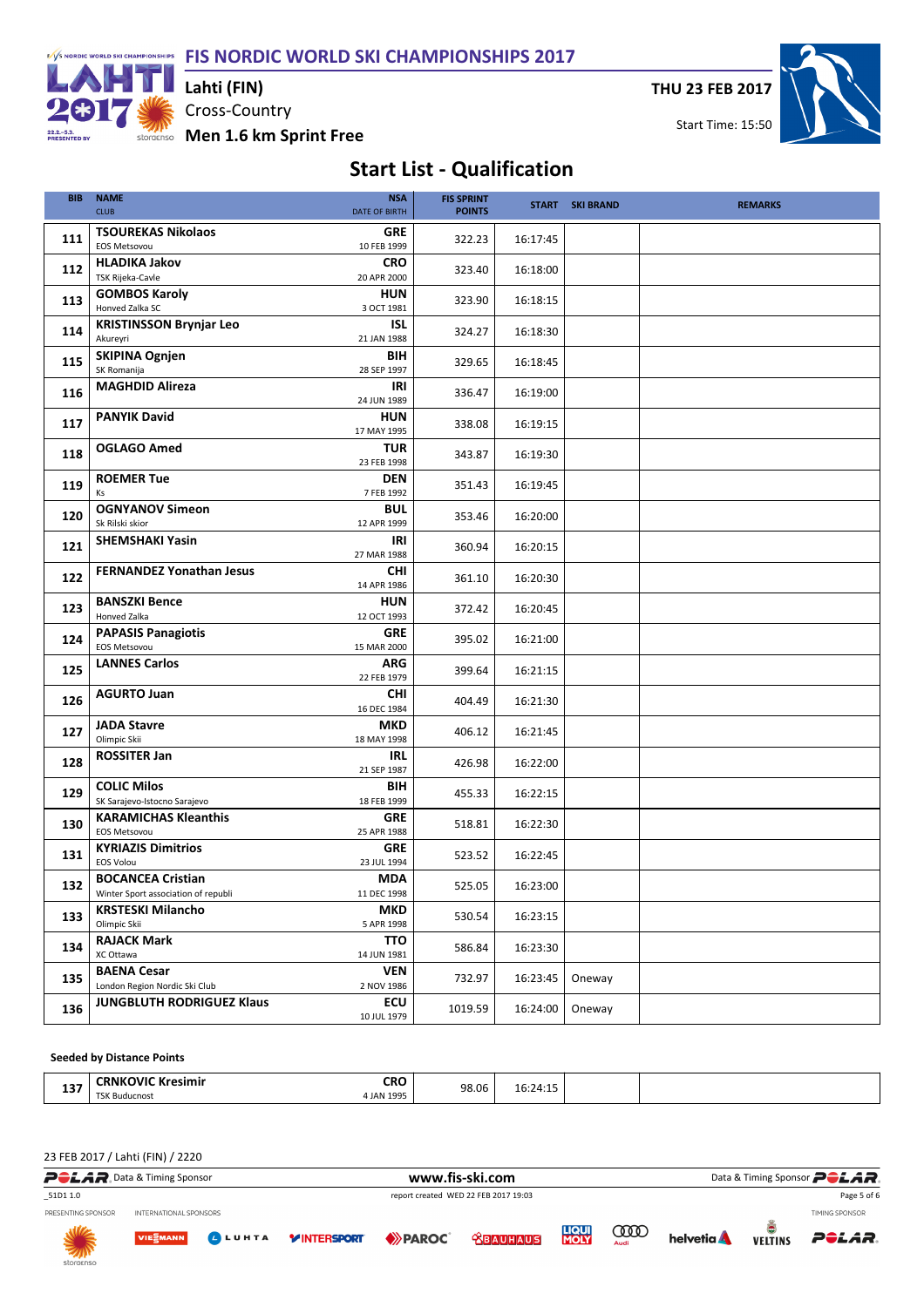# FIS NORDIC WORLD SKI CHAMPIONSHIPS 2017

**Lahti (FIN)**
Cross-Country
**Men 1.6 km Sprint Free**

**THU 23 FEB 2017**
Start Time: 15:50

## Start List - Qualification

| BIB | NAME / CLUB | NSA / DATE OF BIRTH | FIS SPRINT POINTS | START | SKI BRAND | REMARKS |
|---|---|---|---|---|---|---|
| 111 | **TSOUREKAS Nikolaos** EOS Metsovou | **GRE** 10 FEB 1999 | 322.23 | 16:17:45 | | |
| 112 | **HLADIKA Jakov** TSK Rijeka-Cavle | **CRO** 20 APR 2000 | 323.40 | 16:18:00 | | |
| 113 | **GOMBOS Karoly** Honved Zalka SC | **HUN** 3 OCT 1981 | 323.90 | 16:18:15 | | |
| 114 | **KRISTINSSON Brynjar Leo** Akureyri | **ISL** 21 JAN 1988 | 324.27 | 16:18:30 | | |
| 115 | **SKIPINA Ognjen** SK Romanija | **BIH** 28 SEP 1997 | 329.65 | 16:18:45 | | |
| 116 | **MAGHDID Alireza** | **IRI** 24 JUN 1989 | 336.47 | 16:19:00 | | |
| 117 | **PANYIK David** | **HUN** 17 MAY 1995 | 338.08 | 16:19:15 | | |
| 118 | **OGLAGO Amed** | **TUR** 23 FEB 1998 | 343.87 | 16:19:30 | | |
| 119 | **ROEMER Tue** Ks | **DEN** 7 FEB 1992 | 351.43 | 16:19:45 | | |
| 120 | **OGNYANOV Simeon** Sk Rilski skior | **BUL** 12 APR 1999 | 353.46 | 16:20:00 | | |
| 121 | **SHEMSHAKI Yasin** | **IRI** 27 MAR 1988 | 360.94 | 16:20:15 | | |
| 122 | **FERNANDEZ Yonathan Jesus** | **CHI** 14 APR 1986 | 361.10 | 16:20:30 | | |
| 123 | **BANSZKI Bence** Honved Zalka | **HUN** 12 OCT 1993 | 372.42 | 16:20:45 | | |
| 124 | **PAPASIS Panagiotis** EOS Metsovou | **GRE** 15 MAR 2000 | 395.02 | 16:21:00 | | |
| 125 | **LANNES Carlos** | **ARG** 22 FEB 1979 | 399.64 | 16:21:15 | | |
| 126 | **AGURTO Juan** | **CHI** 16 DEC 1984 | 404.49 | 16:21:30 | | |
| 127 | **JADA Stavre** Olimpic Skii | **MKD** 18 MAY 1998 | 406.12 | 16:21:45 | | |
| 128 | **ROSSITER Jan** | **IRL** 21 SEP 1987 | 426.98 | 16:22:00 | | |
| 129 | **COLIC Milos** SK Sarajevo-Istocno Sarajevo | **BIH** 18 FEB 1999 | 455.33 | 16:22:15 | | |
| 130 | **KARAMICHAS Kleanthis** EOS Metsovou | **GRE** 25 APR 1988 | 518.81 | 16:22:30 | | |
| 131 | **KYRIAZIS Dimitrios** EOS Volou | **GRE** 23 JUL 1994 | 523.52 | 16:22:45 | | |
| 132 | **BOCANCEA Cristian** Winter Sport association of republi | **MDA** 11 DEC 1998 | 525.05 | 16:23:00 | | |
| 133 | **KRSTESKI Milancho** Olimpic Skii | **MKD** 5 APR 1998 | 530.54 | 16:23:15 | | |
| 134 | **RAJACK Mark** XC Ottawa | **TTO** 14 JUN 1981 | 586.84 | 16:23:30 | | |
| 135 | **BAENA Cesar** London Region Nordic Ski Club | **VEN** 2 NOV 1986 | 732.97 | 16:23:45 | Oneway | |
| 136 | **JUNGBLUTH RODRIGUEZ Klaus** | **ECU** 10 JUL 1979 | 1019.59 | 16:24:00 | Oneway | |

**Seeded by Distance Points**

| BIB | NAME / CLUB | NSA / DATE OF BIRTH | FIS SPRINT POINTS | START | SKI BRAND | REMARKS |
|---|---|---|---|---|---|---|
| 137 | **CRNKOVIC Kresimir** TSK Buducnost | **CRO** 4 JAN 1995 | 98.06 | 16:24:15 | | |

23 FEB 2017 / Lahti (FIN) / 2220

Data & Timing Sponsor POLAR — www.fis-ski.com

_51D1 1.0 — report created WED 22 FEB 2017 19:03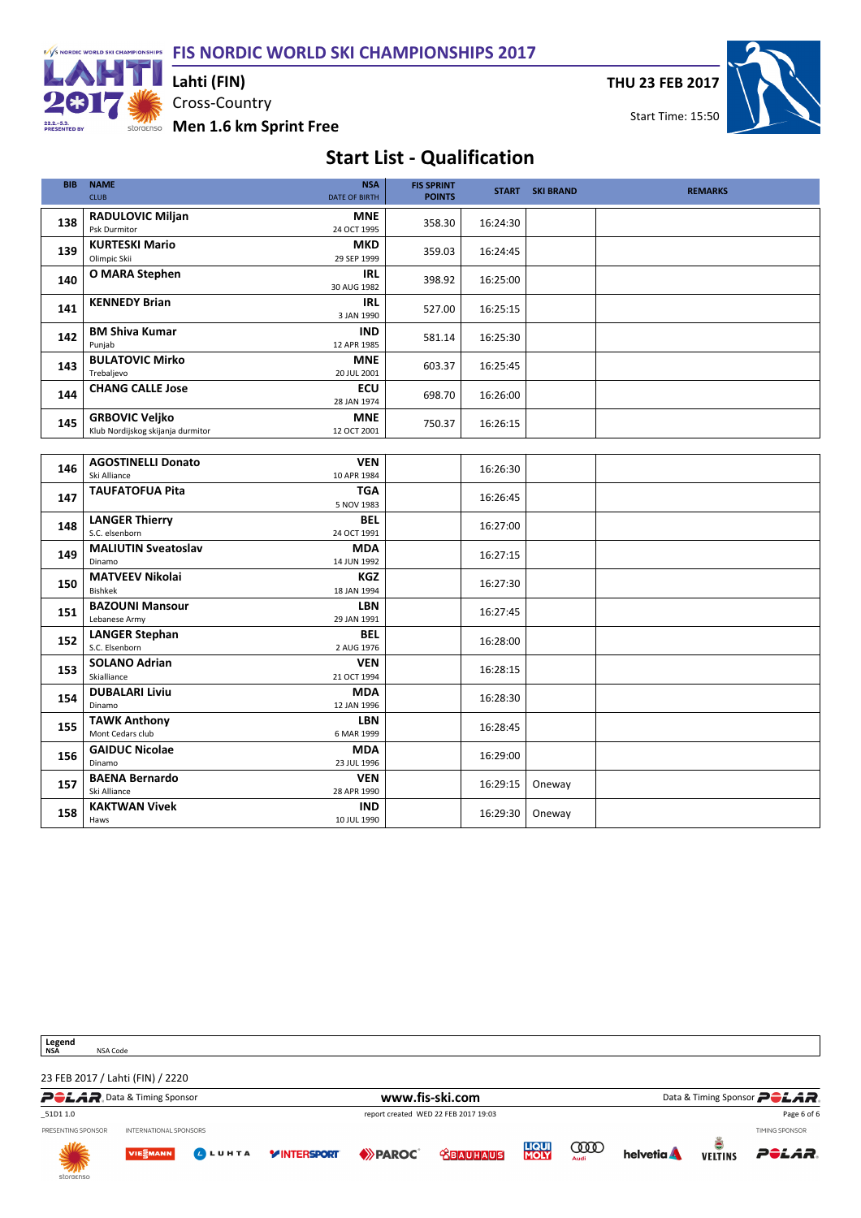# FIS NORDIC WORLD SKI CHAMPIONSHIPS 2017

**Lahti (FIN)**

Cross-Country

**Men 1.6 km Sprint Free**

**THU 23 FEB 2017**

Start Time: 15:50

## Start List - Qualification

| BIB | NAME / CLUB | NSA / DATE OF BIRTH | FIS SPRINT POINTS | START | SKI BRAND | REMARKS |
|---|---|---|---|---|---|---|
| 138 | **RADULOVIC Miljan** Psk Durmitor | **MNE** 24 OCT 1995 | 358.30 | 16:24:30 | | |
| 139 | **KURTESKI Mario** Olimpic Skii | **MKD** 29 SEP 1999 | 359.03 | 16:24:45 | | |
| 140 | **O MARA Stephen** | **IRL** 30 AUG 1982 | 398.92 | 16:25:00 | | |
| 141 | **KENNEDY Brian** | **IRL** 3 JAN 1990 | 527.00 | 16:25:15 | | |
| 142 | **BM Shiva Kumar** Punjab | **IND** 12 APR 1985 | 581.14 | 16:25:30 | | |
| 143 | **BULATOVIC Mirko** Trebaljevo | **MNE** 20 JUL 2001 | 603.37 | 16:25:45 | | |
| 144 | **CHANG CALLE Jose** | **ECU** 28 JAN 1974 | 698.70 | 16:26:00 | | |
| 145 | **GRBOVIC Veljko** Klub Nordijskog skijanja durmitor | **MNE** 12 OCT 2001 | 750.37 | 16:26:15 | | |
| 146 | **AGOSTINELLI Donato** Ski Alliance | **VEN** 10 APR 1984 | | 16:26:30 | | |
| 147 | **TAUFATOFUA Pita** | **TGA** 5 NOV 1983 | | 16:26:45 | | |
| 148 | **LANGER Thierry** S.C. elsenborn | **BEL** 24 OCT 1991 | | 16:27:00 | | |
| 149 | **MALIUTIN Sveatoslav** Dinamo | **MDA** 14 JUN 1992 | | 16:27:15 | | |
| 150 | **MATVEEV Nikolai** Bishkek | **KGZ** 18 JAN 1994 | | 16:27:30 | | |
| 151 | **BAZOUNI Mansour** Lebanese Army | **LBN** 29 JAN 1991 | | 16:27:45 | | |
| 152 | **LANGER Stephan** S.C. Elsenborn | **BEL** 2 AUG 1976 | | 16:28:00 | | |
| 153 | **SOLANO Adrian** Skialliance | **VEN** 21 OCT 1994 | | 16:28:15 | | |
| 154 | **DUBALARI Liviu** Dinamo | **MDA** 12 JAN 1996 | | 16:28:30 | | |
| 155 | **TAWK Anthony** Mont Cedars club | **LBN** 6 MAR 1999 | | 16:28:45 | | |
| 156 | **GAIDUC Nicolae** Dinamo | **MDA** 23 JUL 1996 | | 16:29:00 | | |
| 157 | **BAENA Bernardo** Ski Alliance | **VEN** 28 APR 1990 | | 16:29:15 | Oneway | |
| 158 | **KAKTWAN Vivek** Haws | **IND** 10 JUL 1990 | | 16:29:30 | Oneway | |

**Legend**
**NSA** NSA Code

23 FEB 2017 / Lahti (FIN) / 2220

www.fis-ski.com

_51D1 1.0

report created WED 22 FEB 2017 19:03